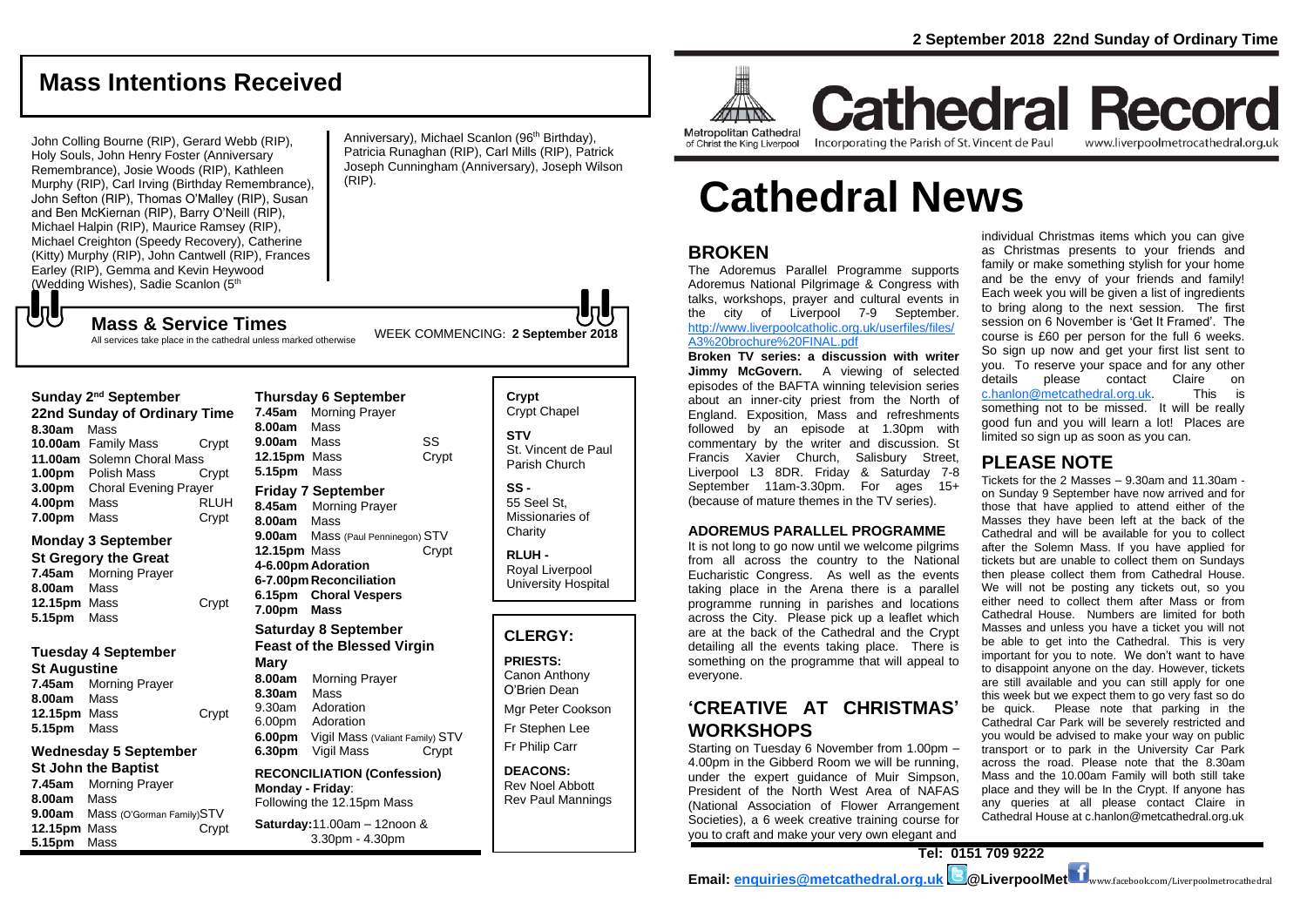# Mass Intentions Received

John Colling Bourne (RIP), Gerard Webb (RIP), Holy Souls, John Henry Foster (Anniversary Remembrance), Josie Woods (RIP), Kathleen Murphy (RIP), Carl Irving (Birthday Remembrance), John Sefton (RIP), Thomas O'Malley (RIP), Susan and Ben McKiernan (RIP), Barry O'Neill (RIP), Michael Halpin (RIP), Maurice Ramsey (RIP), Michael Creighton (Speedy Recovery), Catherine (Kitty) Murphy (RIP), John Cantwell (RIP), Frances Earley (RIP), Gemma and Kevin Heywood (Wedding Wishes), Sadie Scanlon (5th Anniversary), Michael Scanlon (96th Birthday), Patricia Runaghan (RIP), Carl Mills (RIP), Patrick Joseph Cunningham (Anniversary), Joseph Wilson (RIP).

## Mass & Service Times

All services take place in the cathedral unless marked otherwise

WEEK COMMENCING: **2 September 2018**

**Sunday 2nd September**
**22nd Sunday of Ordinary Time**

| | | |
|---|---|---|
| **8.30am** | Mass | |
| **10.00am** | Family Mass | Crypt |
| **11.00am** | Solemn Choral Mass | |
| **1.00pm** | Polish Mass | Crypt |
| **3.00pm** | Choral Evening Prayer | |
| **4.00pm** | Mass | RLUH |
| **7.00pm** | Mass | Crypt |

**Monday 3 September**
**St Gregory the Great**

| | | |
|---|---|---|
| **7.45am** | Morning Prayer | |
| **8.00am** | Mass | |
| **12.15pm** | Mass | Crypt |
| **5.15pm** | Mass | |

**Tuesday 4 September**
**St Augustine**

| | | |
|---|---|---|
| **7.45am** | Morning Prayer | |
| **8.00am** | Mass | |
| **12.15pm** | Mass | Crypt |
| **5.15pm** | Mass | |

**Wednesday 5 September**
**St John the Baptist**

| | | |
|---|---|---|
| **7.45am** | Morning Prayer | |
| **8.00am** | Mass | |
| **9.00am** | Mass (O'Gorman Family) | STV |
| **12.15pm** | Mass | Crypt |
| **5.15pm** | Mass | |

**Thursday 6 September**

| | | |
|---|---|---|
| **7.45am** | Morning Prayer | |
| **8.00am** | Mass | |
| **9.00am** | Mass | SS |
| **12.15pm** | Mass | Crypt |
| **5.15pm** | Mass | |

**Friday 7 September**

| | | |
|---|---|---|
| **8.45am** | Morning Prayer | |
| **8.00am** | Mass | |
| **9.00am** | Mass (Paul Penninegon) | STV |
| **12.15pm** | Mass | Crypt |
| **4-6.00pm** | **Adoration** | |
| **6-7.00pm** | **Reconciliation** | |
| **6.15pm** | **Choral Vespers** | |
| **7.00pm** | **Mass** | |

**Saturday 8 September**
**Feast of the Blessed Virgin Mary**

| | | |
|---|---|---|
| **8.00am** | Morning Prayer | |
| **8.30am** | Mass | |
| 9.30am | Adoration | |
| 6.00pm | Adoration | |
| **6.00pm** | Vigil Mass (Valiant Family) | STV |
| **6.30pm** | Vigil Mass | Crypt |

**RECONCILIATION (Confession)**
**Monday - Friday**: Following the 12.15pm Mass
**Saturday:** 11.00am – 12noon & 3.30pm - 4.30pm

**Crypt** Crypt Chapel

**STV** St. Vincent de Paul Parish Church

**SS -** 55 Seel St, Missionaries of Charity

**RLUH -** Royal Liverpool University Hospital

## CLERGY:

**PRIESTS:**
Canon Anthony O'Brien Dean
Mgr Peter Cookson
Fr Stephen Lee
Fr Philip Carr

**DEACONS:**
Rev Noel Abbott
Rev Paul Mannings

2 September 2018 22nd Sunday of Ordinary Time

Metropolitan Cathedral of Christ the King Liverpool

# Cathedral Record

Incorporating the Parish of St. Vincent de Paul — www.liverpoolmetrocathedral.org.uk

# Cathedral News

## BROKEN

The Adoremus Parallel Programme supports Adoremus National Pilgrimage & Congress with talks, workshops, prayer and cultural events in the city of Liverpool 7-9 September. http://www.liverpoolcatholic.org.uk/userfiles/files/A%20brochure%20FINAL.pdf

**Broken TV series: a discussion with writer Jimmy McGovern.** A viewing of selected episodes of the BAFTA winning television series about an inner-city priest from the North of England. Exposition, Mass and refreshments followed by an episode at 1.30pm with commentary by the writer and discussion. St Francis Xavier Church, Salisbury Street, Liverpool L3 8DR. Friday & Saturday 7-8 September 11am-3.30pm. For ages 15+ (because of mature themes in the TV series).

### ADOREMUS PARALLEL PROGRAMME

It is not long to go now until we welcome pilgrims from all across the country to the National Eucharistic Congress. As well as the events taking place in the Arena there is a parallel programme running in parishes and locations across the City. Please pick up a leaflet which are at the back of the Cathedral and the Crypt detailing all the events taking place. There is something on the programme that will appeal to everyone.

## 'CREATIVE AT CHRISTMAS' WORKSHOPS

Starting on Tuesday 6 November from 1.00pm – 4.00pm in the Gibberd Room we will be running, under the expert guidance of Muir Simpson, President of the North West Area of NAFAS (National Association of Flower Arrangement Societies), a 6 week creative training course for you to craft and make your very own elegant and individual Christmas items which you can give as Christmas presents to your friends and family or make something stylish for your home and be the envy of your friends and family! Each week you will be given a list of ingredients to bring along to the next session. The first session on 6 November is 'Get It Framed'. The course is £60 per person for the full 6 weeks. So sign up now and get your first list sent to you. To reserve your space and for any other details please contact Claire on c.hanlon@metcathedral.org.uk. This is something not to be missed. It will be really good fun and you will learn a lot! Places are limited so sign up as soon as you can.

## PLEASE NOTE

Tickets for the 2 Masses – 9.30am and 11.30am - on Sunday 9 September have now arrived and for those that have applied to attend either of the Masses they have been left at the back of the Cathedral and will be available for you to collect after the Solemn Mass. If you have applied for tickets but are unable to collect them on Sundays then please collect them from Cathedral House. We will not be posting any tickets out, so you either need to collect them after Mass or from Cathedral House. Numbers are limited for both Masses and unless you have a ticket you will not be able to get into the Cathedral. This is very important for you to note. We don't want to have to disappoint anyone on the day. However, tickets are still available and you can still apply for one this week but we expect them to go very fast so do be quick. Please note that parking in the Cathedral Car Park will be severely restricted and you would be advised to make your way on public transport or to park in the University Car Park across the road. Please note that the 8.30am Mass and the 10.00am Family will both still take place and they will be In the Crypt. If anyone has any queries at all please contact Claire in Cathedral House at c.hanlon@metcathedral.org.uk

**Tel: 0151 709 9222**

**Email: enquiries@metcathedral.org.uk @LiverpoolMet** www.facebook.com/Liverpoolmetrocathedral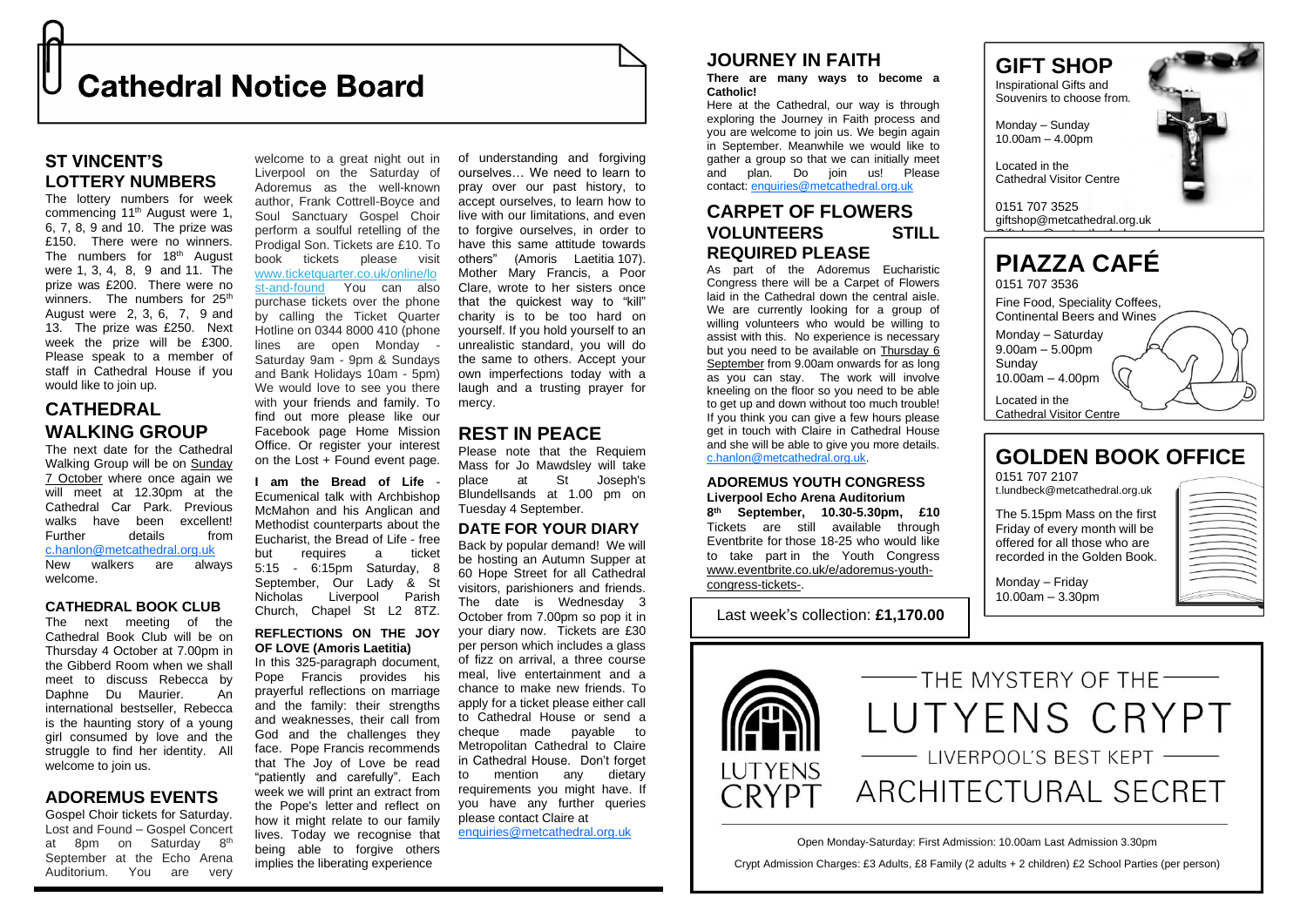# Cathedral Notice Board

## ST VINCENT'S LOTTERY NUMBERS

The lottery numbers for week commencing 11th August were 1, 6, 7, 8, 9 and 10. The prize was £150. There were no winners. The numbers for 18th August were 1, 3, 4, 8, 9 and 11. The prize was £200. There were no winners. The numbers for 25th August were 2, 3, 6, 7, 9 and 13. The prize was £250. Next week the prize will be £300. Please speak to a member of staff in Cathedral House if you would like to join up.

## CATHEDRAL WALKING GROUP

The next date for the Cathedral Walking Group will be on Sunday 7 October where once again we will meet at 12.30pm at the Cathedral Car Park. Previous walks have been excellent! Further details from c.hanlon@metcathedral.org.uk New walkers are always welcome.

### CATHEDRAL BOOK CLUB

The next meeting of the Cathedral Book Club will be on Thursday 4 October at 7.00pm in the Gibberd Room when we shall meet to discuss Rebecca by Daphne Du Maurier. An international bestseller, Rebecca is the haunting story of a young girl consumed by love and the struggle to find her identity. All welcome to join us.

## ADOREMUS EVENTS

Gospel Choir tickets for Saturday. Lost and Found – Gospel Concert at 8pm on Saturday 8th September at the Echo Arena Auditorium. You are very welcome to a great night out in Liverpool on the Saturday of Adoremus as the well-known author, Frank Cottrell-Boyce and Soul Sanctuary Gospel Choir perform a soulful retelling of the Prodigal Son. Tickets are £10. To book tickets please visit www.ticketquarter.co.uk/online/lost-and-found You can also purchase tickets over the phone by calling the Ticket Quarter Hotline on 0344 8000 410 (phone lines are open Monday - Saturday 9am - 9pm & Sundays and Bank Holidays 10am - 5pm) We would love to see you there with your friends and family. To find out more please like our Facebook page Home Mission Office. Or register your interest on the Lost + Found event page.

**I am the Bread of Life** - Ecumenical talk with Archbishop McMahon and his Anglican and Methodist counterparts about the Eucharist, the Bread of Life - free but requires a ticket 5:15 - 6:15pm Saturday, 8 September, Our Lady & St Nicholas Liverpool Parish Church, Chapel St L2 8TZ.

### REFLECTIONS ON THE JOY OF LOVE (Amoris Laetitia)

In this 325-paragraph document, Pope Francis provides his prayerful reflections on marriage and the family: their strengths and weaknesses, their call from God and the challenges they face. Pope Francis recommends that The Joy of Love be read "patiently and carefully". Each week we will print an extract from the Pope's letter and reflect on how it might relate to our family lives. Today we recognise that being able to forgive others implies the liberating experience of understanding and forgiving ourselves… We need to learn to pray over our past history, to accept ourselves, to learn how to live with our limitations, and even to forgive ourselves, in order to have this same attitude towards others" (Amoris Laetitia 107). Mother Mary Francis, a Poor Clare, wrote to her sisters once that the quickest way to "kill" charity is to be too hard on yourself. If you hold yourself to an unrealistic standard, you will do the same to others. Accept your own imperfections today with a laugh and a trusting prayer for mercy.

## REST IN PEACE

Please note that the Requiem Mass for Jo Mawdsley will take place at St Joseph's Blundellsands at 1.00 pm on Tuesday 4 September.

### DATE FOR YOUR DIARY

Back by popular demand! We will be hosting an Autumn Supper at 60 Hope Street for all Cathedral visitors, parishioners and friends. The date is Wednesday 3 October from 7.00pm so pop it in your diary now. Tickets are £30 per person which includes a glass of fizz on arrival, a three course meal, live entertainment and a chance to make new friends. To apply for a ticket please either call to Cathedral House or send a cheque made payable to Metropolitan Cathedral to Claire in Cathedral House. Don't forget to mention any dietary requirements you might have. If you have any further queries please contact Claire at enquiries@metcathedral.org.uk

## JOURNEY IN FAITH

**There are many ways to become a Catholic!**

Here at the Cathedral, our way is through exploring the Journey in Faith process and you are welcome to join us. We begin again in September. Meanwhile we would like to gather a group so that we can initially meet and plan. Do join us! Please contact: enquiries@metcathedral.org.uk

## CARPET OF FLOWERS VOLUNTEERS STILL REQUIRED PLEASE

As part of the Adoremus Eucharistic Congress there will be a Carpet of Flowers laid in the Cathedral down the central aisle. We are currently looking for a group of willing volunteers who would be willing to assist with this. No experience is necessary but you need to be available on Thursday 6 September from 9.00am onwards for as long as you can stay. The work will involve kneeling on the floor so you need to be able to get up and down without too much trouble! If you think you can give a few hours please get in touch with Claire in Cathedral House and she will be able to give you more details. c.hanlon@metcathedral.org.uk.

### ADOREMUS YOUTH CONGRESS

**Liverpool Echo Arena Auditorium**

**8th September, 10.30-5.30pm, £10**

Tickets are still available through Eventbrite for those 18-25 who would like to take part in the Youth Congress www.eventbrite.co.uk/e/adoremus-youth-congress-tickets-.

Last week's collection: **£1,170.00**

## GIFT SHOP

Inspirational Gifts and Souvenirs to choose from.

Monday – Sunday
10.00am – 4.00pm

Located in the Cathedral Visitor Centre

0151 707 3525
giftshop@metcathedral.org.uk

## PIAZZA CAFÉ

0151 707 3536

Fine Food, Speciality Coffees, Continental Beers and Wines

Monday – Saturday
9.00am – 5.00pm
Sunday
10.00am – 4.00pm

Located in the Cathedral Visitor Centre

## GOLDEN BOOK OFFICE

0151 707 2107
t.lundbeck@metcathedral.org.uk

The 5.15pm Mass on the first Friday of every month will be offered for all those who are recorded in the Golden Book.

Monday – Friday
10.00am – 3.30pm

LUTYENS CRYPT

THE MYSTERY OF THE LUTYENS CRYPT — LIVERPOOL'S BEST KEPT ARCHITECTURAL SECRET

Open Monday-Saturday: First Admission: 10.00am Last Admission 3.30pm

Crypt Admission Charges: £3 Adults, £8 Family (2 adults + 2 children) £2 School Parties (per person)